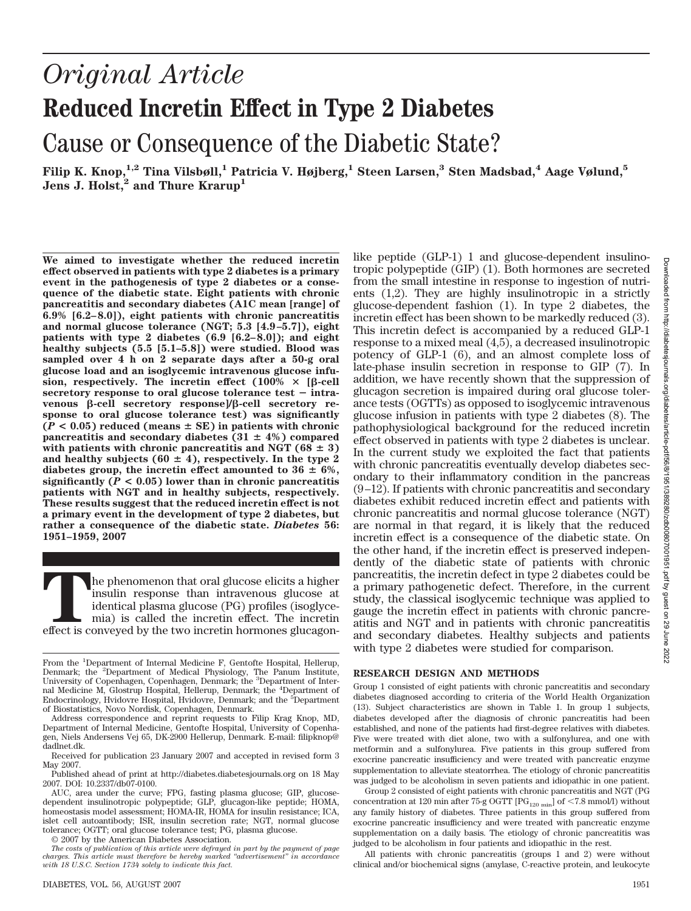# *Original Article*

# Reduced Incretin Effect in Type 2 Diabetes

## Cause or Consequence of the Diabetic State?

**Filip K. Knop,[1,2] Tina Vilsbøll,[1] Patricia V. Højberg,[1] Steen Larsen,[3] Sten Madsbad,[4] Aage Vølund,[5] Jens J. Holst,[2] and Thure Krarup[1]**

**We aimed to investigate whether the reduced incretin effect observed in patients with type 2 diabetes is a primary event in the pathogenesis of type 2 diabetes or a consequence of the diabetic state. Eight patients with chronic pancreatitis and secondary diabetes (A1C mean [range] of 6.9% [6.2–8.0]), eight patients with chronic pancreatitis and normal glucose tolerance (NGT; 5.3 [4.9–5.7]), eight patients with type 2 diabetes (6.9 [6.2–8.0]); and eight healthy subjects (5.5 [5.1–5.8]) were studied. Blood was sampled over 4 h on 2 separate days after a 50-g oral glucose load and an isoglycemic intravenous glucose infusion, respectively. The incretin effect (100% × [β-cell secretory response to oral glucose tolerance test − intravenous β-cell secretory response]/β-cell secretory response to oral glucose tolerance test) was significantly ($P < 0.05$) reduced (means ± SE) in patients with chronic pancreatitis and secondary diabetes (31 ± 4%) compared with patients with chronic pancreatitis and NGT (68 ± 3) and healthy subjects (60 ± 4), respectively. In the type 2 diabetes group, the incretin effect amounted to 36 ± 6%, significantly ($P < 0.05$) lower than in chronic pancreatitis patients with NGT and in healthy subjects, respectively. These results suggest that the reduced incretin effect is not a primary event in the development of type 2 diabetes, but rather a consequence of the diabetic state.** ***Diabetes* 56: 1951–1959, 2007**

The phenomenon that oral glucose elicits a higher insulin response than intravenous glucose at identical plasma glucose (PG) profiles (isoglycemia) is called the incretin effect. The incretin effect is conveyed by the two incretin hormones glucagon-like peptide (GLP-1) 1 and glucose-dependent insulinotropic polypeptide (GIP) (1). Both hormones are secreted from the small intestine in response to ingestion of nutrients (1,2). They are highly insulinotropic in a strictly glucose-dependent fashion (1). In type 2 diabetes, the incretin effect has been shown to be markedly reduced (3). This incretin defect is accompanied by a reduced GLP-1 response to a mixed meal (4,5), a decreased insulinotropic potency of GLP-1 (6), and an almost complete loss of late-phase insulin secretion in response to GIP (7). In addition, we have recently shown that the suppression of glucagon secretion is impaired during oral glucose tolerance tests (OGTTs) as opposed to isoglycemic intravenous glucose infusion in patients with type 2 diabetes (8). The pathophysiological background for the reduced incretin effect observed in patients with type 2 diabetes is unclear. In the current study we exploited the fact that patients with chronic pancreatitis eventually develop diabetes secondary to their inflammatory condition in the pancreas (9–12). If patients with chronic pancreatitis and secondary diabetes exhibit reduced incretin effect and patients with chronic pancreatitis and normal glucose tolerance (NGT) are normal in that regard, it is likely that the reduced incretin effect is a consequence of the diabetic state. On the other hand, if the incretin effect is preserved independently of the diabetic state of patients with chronic pancreatitis, the incretin defect in type 2 diabetes could be a primary pathogenetic defect. Therefore, in the current study, the classical isoglycemic technique was applied to gauge the incretin effect in patients with chronic pancreatitis and NGT and in patients with chronic pancreatitis and secondary diabetes. Healthy subjects and patients with type 2 diabetes were studied for comparison.

From the [1]Department of Internal Medicine F, Gentofte Hospital, Hellerup, Denmark; the [2]Department of Medical Physiology, The Panum Institute, University of Copenhagen, Copenhagen, Denmark; the [3]Department of Internal Medicine M, Glostrup Hospital, Hellerup, Denmark; the [4]Department of Endocrinology, Hvidovre Hospital, Hvidovre, Denmark; and the [5]Department of Biostatistics, Novo Nordisk, Copenhagen, Denmark.

Address correspondence and reprint requests to Filip Krag Knop, MD, Department of Internal Medicine, Gentofte Hospital, University of Copenhagen, Niels Andersens Vej 65, DK-2900 Hellerup, Denmark. E-mail: filipknop@dadlnet.dk.

Received for publication 23 January 2007 and accepted in revised form 3 May 2007.

Published ahead of print at http://diabetes.diabetesjournals.org on 18 May 2007. DOI: 10.2337/db07-0100.

AUC, area under the curve; FPG, fasting plasma glucose; GIP, glucose-dependent insulinotropic polypeptide; GLP, glucagon-like peptide; HOMA, homeostasis model assessment; HOMA-IR, HOMA for insulin resistance; ICA, islet cell autoantibody; ISR, insulin secretion rate; NGT, normal glucose tolerance; OGTT; oral glucose tolerance test; PG, plasma glucose.

© 2007 by the American Diabetes Association.

*The costs of publication of this article were defrayed in part by the payment of page charges. This article must therefore be hereby marked "advertisement" in accordance with 18 U.S.C. Section 1734 solely to indicate this fact.*

## RESEARCH DESIGN AND METHODS

Group 1 consisted of eight patients with chronic pancreatitis and secondary diabetes diagnosed according to criteria of the World Health Organization (13). Subject characteristics are shown in Table 1. In group 1 subjects, diabetes developed after the diagnosis of chronic pancreatitis had been established, and none of the patients had first-degree relatives with diabetes. Five were treated with diet alone, two with a sulfonylurea, and one with metformin and a sulfonylurea. Five patients in this group suffered from exocrine pancreatic insufficiency and were treated with pancreatic enzyme supplementation to alleviate steatorrhea. The etiology of chronic pancreatitis was judged to be alcoholism in seven patients and idiopathic in one patient.

Group 2 consisted of eight patients with chronic pancreatitis and NGT (PG concentration at 120 min after 75-g OGTT [$PG_{120\ min}$] of <7.8 mmol/l) without any family history of diabetes. Three patients in this group suffered from exocrine pancreatic insufficiency and were treated with pancreatic enzyme supplementation on a daily basis. The etiology of chronic pancreatitis was judged to be alcoholism in four patients and idiopathic in the rest.

All patients with chronic pancreatitis (groups 1 and 2) were without clinical and/or biochemical signs (amylase, C-reactive protein, and leukocyte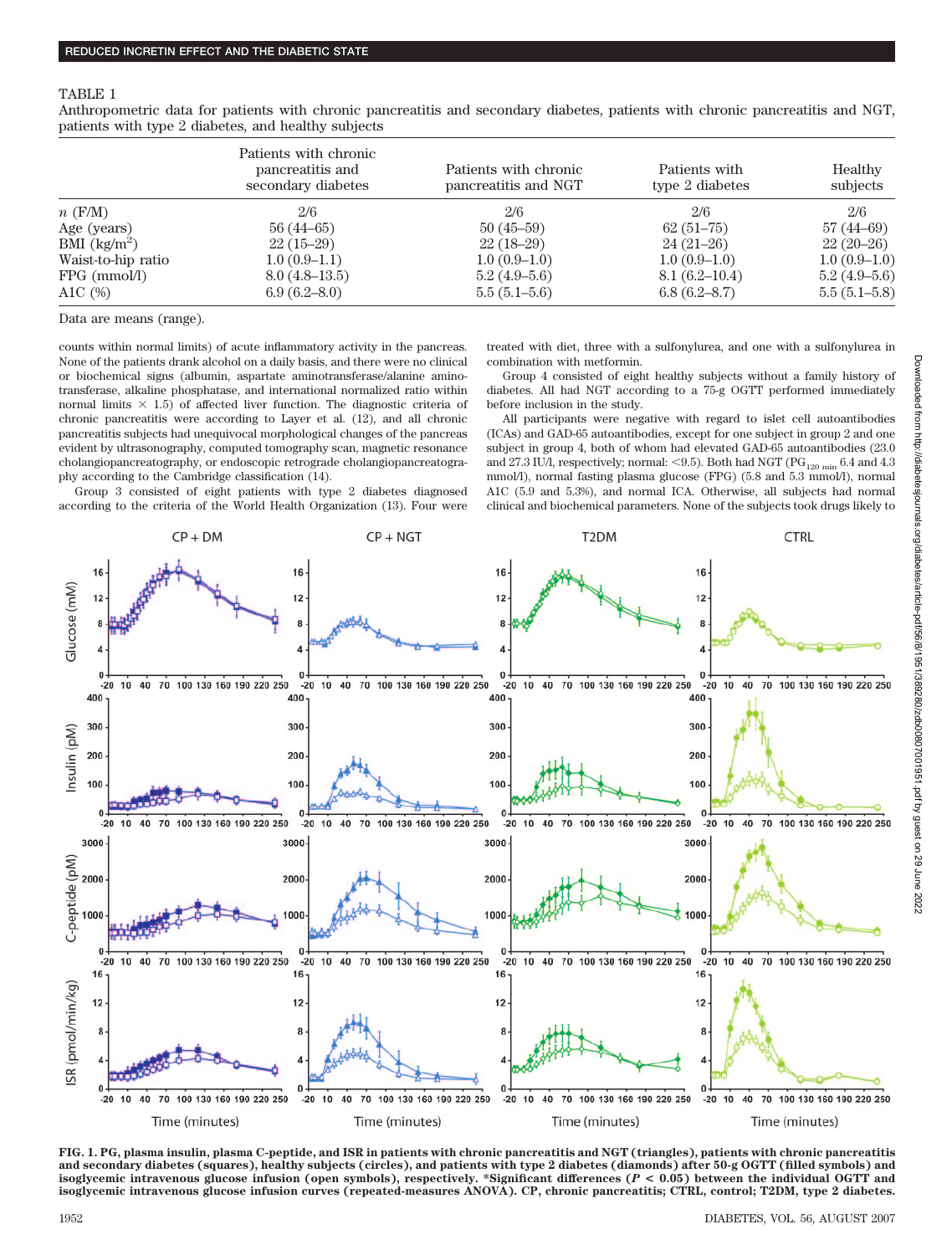TABLE 1

Anthropometric data for patients with chronic pancreatitis and secondary diabetes, patients with chronic pancreatitis and NGT, patients with type 2 diabetes, and healthy subjects

| | Patients with chronic pancreatitis and secondary diabetes | Patients with chronic pancreatitis and NGT | Patients with type 2 diabetes | Healthy subjects |
|---|---|---|---|---|
| $n$ (F/M) | 2/6 | 2/6 | 2/6 | 2/6 |
| Age (years) | 56 (44–65) | 50 (45–59) | 62 (51–75) | 57 (44–69) |
| BMI (kg/m$^2$) | 22 (15–29) | 22 (18–29) | 24 (21–26) | 22 (20–26) |
| Waist-to-hip ratio | 1.0 (0.9–1.1) | 1.0 (0.9–1.0) | 1.0 (0.9–1.0) | 1.0 (0.9–1.0) |
| FPG (mmol/l) | 8.0 (4.8–13.5) | 5.2 (4.9–5.6) | 8.1 (6.2–10.4) | 5.2 (4.9–5.6) |
| A1C (%) | 6.9 (6.2–8.0) | 5.5 (5.1–5.6) | 6.8 (6.2–8.7) | 5.5 (5.1–5.8) |

Data are means (range).

counts within normal limits) of acute inflammatory activity in the pancreas. None of the patients drank alcohol on a daily basis, and there were no clinical or biochemical signs (albumin, aspartate aminotransferase/alanine aminotransferase, alkaline phosphatase, and international normalized ratio within normal limits × 1.5) of affected liver function. The diagnostic criteria of chronic pancreatitis were according to Layer et al. (12), and all chronic pancreatitis subjects had unequivocal morphological changes of the pancreas evident by ultrasonography, computed tomography scan, magnetic resonance cholangiopancreatography, or endoscopic retrograde cholangiopancreatography according to the Cambridge classification (14).

Group 3 consisted of eight patients with type 2 diabetes diagnosed according to the criteria of the World Health Organization (13). Four were treated with diet, three with a sulfonylurea, and one with a sulfonylurea in combination with metformin.

Group 4 consisted of eight healthy subjects without a family history of diabetes. All had NGT according to a 75-g OGTT performed immediately before inclusion in the study.

All participants were negative with regard to islet cell autoantibodies (ICAs) and GAD-65 autoantibodies, except for one subject in group 2 and one subject in group 4, both of whom had elevated GAD-65 autoantibodies (23.0 and 27.3 IU/l, respectively; normal: <9.5). Both had NGT ($PG_{120\ min}$ 6.4 and 4.3 mmol/l), normal fasting plasma glucose (FPG) (5.8 and 5.3 mmol/l), normal A1C (5.9 and 5.3%), and normal ICA. Otherwise, all subjects had normal clinical and biochemical parameters. None of the subjects took drugs likely to

**FIG. 1. PG, plasma insulin, plasma C-peptide, and ISR in patients with chronic pancreatitis and NGT (triangles), patients with chronic pancreatitis and secondary diabetes (squares), healthy subjects (circles), and patients with type 2 diabetes (diamonds) after 50-g OGTT (filled symbols) and isoglycemic intravenous glucose infusion (open symbols), respectively. *Significant differences ($P < 0.05$) between the individual OGTT and isoglycemic intravenous glucose infusion curves (repeated-measures ANOVA). CP, chronic pancreatitis; CTRL, control; T2DM, type 2 diabetes.**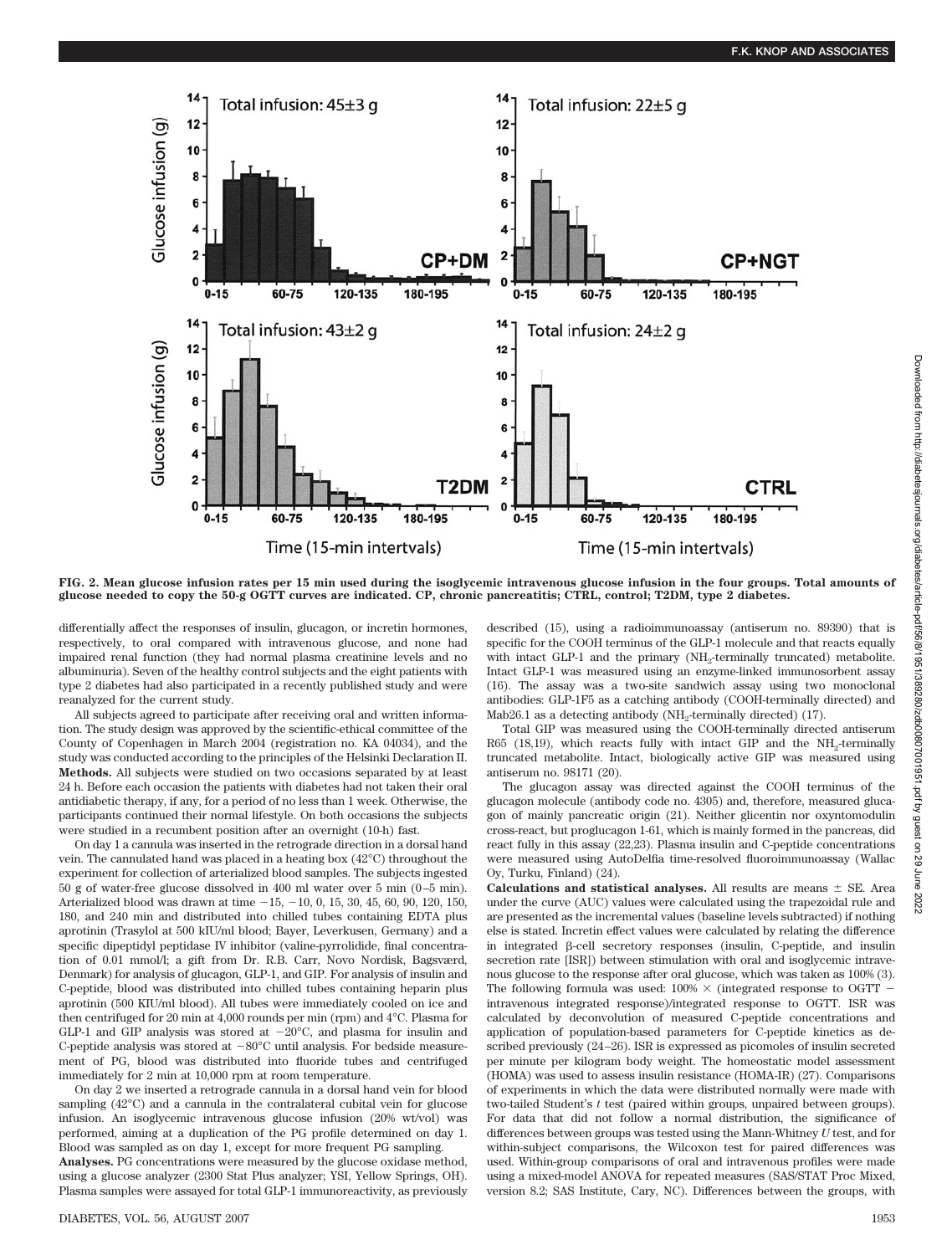FIG. 2. Mean glucose infusion rates per 15 min used during the isoglycemic intravenous glucose infusion in the four groups. Total amounts of glucose needed to copy the 50-g OGTT curves are indicated. CP, chronic pancreatitis; CTRL, control; T2DM, type 2 diabetes.

differentially affect the responses of insulin, glucagon, or incretin hormones, respectively, to oral compared with intravenous glucose, and none had impaired renal function (they had normal plasma creatinine levels and no albuminuria). Seven of the healthy control subjects and the eight patients with type 2 diabetes had also participated in a recently published study and were reanalyzed for the current study.

All subjects agreed to participate after receiving oral and written information. The study design was approved by the scientific-ethical committee of the County of Copenhagen in March 2004 (registration no. KA 04034), and the study was conducted according to the principles of the Helsinki Declaration II.

**Methods.** All subjects were studied on two occasions separated by at least 24 h. Before each occasion the patients with diabetes had not taken their oral antidiabetic therapy, if any, for a period of no less than 1 week. Otherwise, the participants continued their normal lifestyle. On both occasions the subjects were studied in a recumbent position after an overnight (10-h) fast.

On day 1 a cannula was inserted in the retrograde direction in a dorsal hand vein. The cannulated hand was placed in a heating box (42°C) throughout the experiment for collection of arterialized blood samples. The subjects ingested 50 g of water-free glucose dissolved in 400 ml water over 5 min (0–5 min). Arterialized blood was drawn at time −15, −10, 0, 15, 30, 45, 60, 90, 120, 150, 180, and 240 min and distributed into chilled tubes containing EDTA plus aprotinin (Trasylol at 500 kIU/ml blood; Bayer, Leverkusen, Germany) and a specific dipeptidyl peptidase IV inhibitor (valine-pyrrolidide, final concentration of 0.01 mmol/l; a gift from Dr. R.B. Carr, Novo Nordisk, Bagsværd, Denmark) for analysis of glucagon, GLP-1, and GIP. For analysis of insulin and C-peptide, blood was distributed into chilled tubes containing heparin plus aprotinin (500 KIU/ml blood). All tubes were immediately cooled on ice and then centrifuged for 20 min at 4,000 rounds per min (rpm) and 4°C. Plasma for GLP-1 and GIP analysis was stored at −20°C, and plasma for insulin and C-peptide analysis was stored at −80°C until analysis. For bedside measurement of PG, blood was distributed into fluoride tubes and centrifuged immediately for 2 min at 10,000 rpm at room temperature.

On day 2 we inserted a retrograde cannula in a dorsal hand vein for blood sampling (42°C) and a cannula in the contralateral cubital vein for glucose infusion. An isoglycemic intravenous glucose infusion (20% wt/vol) was performed, aiming at a duplication of the PG profile determined on day 1. Blood was sampled as on day 1, except for more frequent PG sampling.

**Analyses.** PG concentrations were measured by the glucose oxidase method, using a glucose analyzer (2300 Stat Plus analyzer; YSI, Yellow Springs, OH). Plasma samples were assayed for total GLP-1 immunoreactivity, as previously described (15), using a radioimmunoassay (antiserum no. 89390) that is specific for the COOH terminus of the GLP-1 molecule and that reacts equally with intact GLP-1 and the primary ($NH_2$-terminally truncated) metabolite. Intact GLP-1 was measured using an enzyme-linked immunosorbent assay (16). The assay was a two-site sandwich assay using two monoclonal antibodies: GLP-1F5 as a catching antibody (COOH-terminally directed) and Mab26.1 as a detecting antibody ($NH_2$-terminally directed) (17).

Total GIP was measured using the COOH-terminally directed antiserum R65 (18,19), which reacts fully with intact GIP and the $NH_2$-terminally truncated metabolite. Intact, biologically active GIP was measured using antiserum no. 98171 (20).

The glucagon assay was directed against the COOH terminus of the glucagon molecule (antibody code no. 4305) and, therefore, measured glucagon of mainly pancreatic origin (21). Neither glicentin nor oxyntomodulin cross-react, but proglucagon 1-61, which is mainly formed in the pancreas, did react fully in this assay (22,23). Plasma insulin and C-peptide concentrations were measured using AutoDelfia time-resolved fluoroimmunoassay (Wallac Oy, Turku, Finland) (24).

**Calculations and statistical analyses.** All results are means ± SE. Area under the curve (AUC) values were calculated using the trapezoidal rule and are presented as the incremental values (baseline levels subtracted) if nothing else is stated. Incretin effect values were calculated by relating the difference in integrated β-cell secretory responses (insulin, C-peptide, and insulin secretion rate [ISR]) between stimulation with oral and isoglycemic intravenous glucose to the response after oral glucose, which was taken as 100% (3). The following formula was used: 100% × (integrated response to OGTT − intravenous integrated response)/integrated response to OGTT. ISR was calculated by deconvolution of measured C-peptide concentrations and application of population-based parameters for C-peptide kinetics as described previously (24–26). ISR is expressed as picomoles of insulin secreted per minute per kilogram body weight. The homeostatic model assessment (HOMA) was used to assess insulin resistance (HOMA-IR) (27). Comparisons of experiments in which the data were distributed normally were made with two-tailed Student's *t* test (paired within groups, unpaired between groups). For data that did not follow a normal distribution, the significance of differences between groups was tested using the Mann-Whitney *U* test, and for within-subject comparisons, the Wilcoxon test for paired differences was used. Within-group comparisons of oral and intravenous profiles were made using a mixed-model ANOVA for repeated measures (SAS/STAT Proc Mixed, version 8.2; SAS Institute, Cary, NC). Differences between the groups, with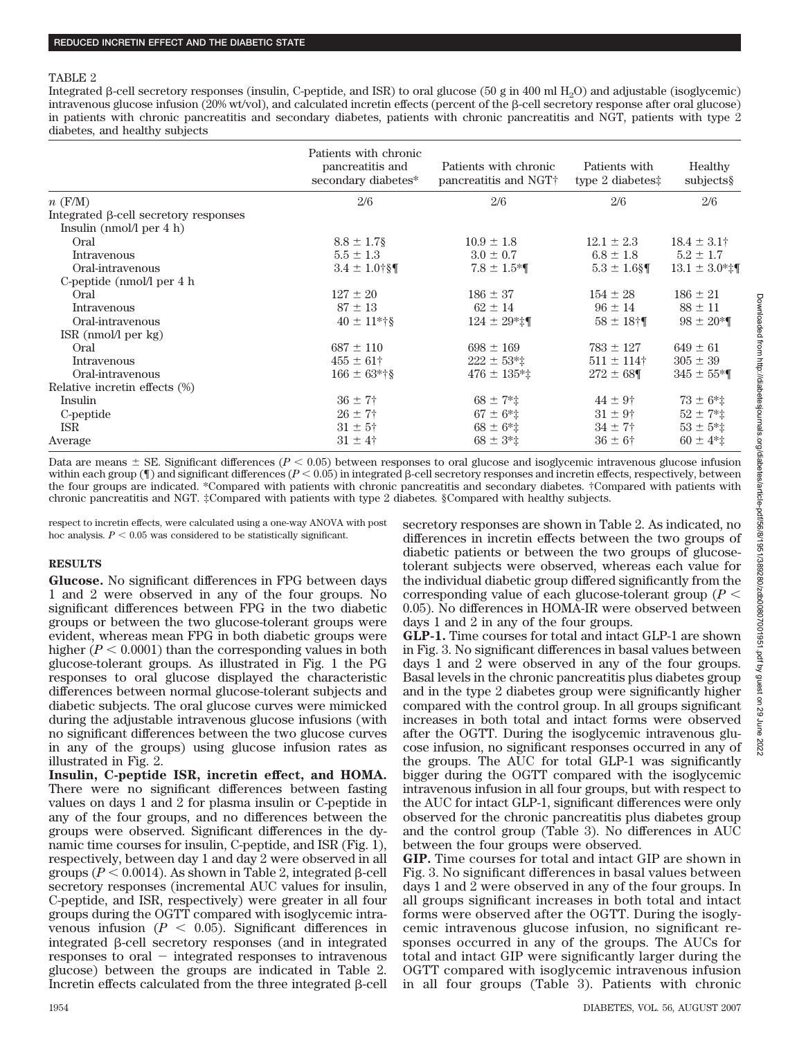TABLE 2

Integrated β-cell secretory responses (insulin, C-peptide, and ISR) to oral glucose (50 g in 400 ml $H_2O$) and adjustable (isoglycemic) intravenous glucose infusion (20% wt/vol), and calculated incretin effects (percent of the β-cell secretory response after oral glucose) in patients with chronic pancreatitis and secondary diabetes, patients with chronic pancreatitis and NGT, patients with type 2 diabetes, and healthy subjects

| | Patients with chronic pancreatitis and secondary diabetes* | Patients with chronic pancreatitis and NGT† | Patients with type 2 diabetes‡ | Healthy subjects§ |
|---|---|---|---|---|
| $n$ (F/M) | 2/6 | 2/6 | 2/6 | 2/6 |
| Integrated β-cell secretory responses | | | | |
| Insulin (nmol/l per 4 h) | | | | |
| Oral | 8.8 ± 1.7§ | 10.9 ± 1.8 | 12.1 ± 2.3 | 18.4 ± 3.1† |
| Intravenous | 5.5 ± 1.3 | 3.0 ± 0.7 | 6.8 ± 1.8 | 5.2 ± 1.7 |
| Oral-intravenous | 3.4 ± 1.0†§¶ | 7.8 ± 1.5*¶ | 5.3 ± 1.6§¶ | 13.1 ± 3.0*‡¶ |
| C-peptide (nmol/l per 4 h | | | | |
| Oral | 127 ± 20 | 186 ± 37 | 154 ± 28 | 186 ± 21 |
| Intravenous | 87 ± 13 | 62 ± 14 | 96 ± 14 | 88 ± 11 |
| Oral-intravenous | 40 ± 11*†§ | 124 ± 29*‡¶ | 58 ± 18†¶ | 98 ± 20*¶ |
| ISR (nmol/l per kg) | | | | |
| Oral | 687 ± 110 | 698 ± 169 | 783 ± 127 | 649 ± 61 |
| Intravenous | 455 ± 61† | 222 ± 53*‡ | 511 ± 114† | 305 ± 39 |
| Oral-intravenous | 166 ± 63*†§ | 476 ± 135*‡ | 272 ± 68¶ | 345 ± 55*¶ |
| Relative incretin effects (%) | | | | |
| Insulin | 36 ± 7† | 68 ± 7*‡ | 44 ± 9† | 73 ± 6*‡ |
| C-peptide | 26 ± 7† | 67 ± 6*‡ | 31 ± 9† | 52 ± 7*‡ |
| ISR | 31 ± 5† | 68 ± 6*‡ | 34 ± 7† | 53 ± 5*‡ |
| Average | 31 ± 4† | 68 ± 3*‡ | 36 ± 6† | 60 ± 4*‡ |

Data are means ± SE. Significant differences ($P < 0.05$) between responses to oral glucose and isoglycemic intravenous glucose infusion within each group (¶) and significant differences ($P < 0.05$) in integrated β-cell secretory responses and incretin effects, respectively, between the four groups are indicated. *Compared with patients with chronic pancreatitis and secondary diabetes. †Compared with patients with chronic pancreatitis and NGT. ‡Compared with patients with type 2 diabetes. §Compared with healthy subjects.

respect to incretin effects, were calculated using a one-way ANOVA with post hoc analysis. $P < 0.05$ was considered to be statistically significant.

## RESULTS

**Glucose.** No significant differences in FPG between days 1 and 2 were observed in any of the four groups. No significant differences between FPG in the two diabetic groups or between the two glucose-tolerant groups were evident, whereas mean FPG in both diabetic groups were higher ($P < 0.0001$) than the corresponding values in both glucose-tolerant groups. As illustrated in Fig. 1 the PG responses to oral glucose displayed the characteristic differences between normal glucose-tolerant subjects and diabetic subjects. The oral glucose curves were mimicked during the adjustable intravenous glucose infusions (with no significant differences between the two glucose curves in any of the groups) using glucose infusion rates as illustrated in Fig. 2.

**Insulin, C-peptide ISR, incretin effect, and HOMA.** There were no significant differences between fasting values on days 1 and 2 for plasma insulin or C-peptide in any of the four groups, and no differences between the groups were observed. Significant differences in the dynamic time courses for insulin, C-peptide, and ISR (Fig. 1), respectively, between day 1 and day 2 were observed in all groups ($P < 0.0014$). As shown in Table 2, integrated β-cell secretory responses (incremental AUC values for insulin, C-peptide, and ISR, respectively) were greater in all four groups during the OGTT compared with isoglycemic intravenous infusion ($P < 0.05$). Significant differences in integrated β-cell secretory responses (and in integrated responses to oral − integrated responses to intravenous glucose) between the groups are indicated in Table 2. Incretin effects calculated from the three integrated β-cell secretory responses are shown in Table 2. As indicated, no differences in incretin effects between the two groups of diabetic patients or between the two groups of glucose-tolerant subjects were observed, whereas each value for the individual diabetic group differed significantly from the corresponding value of each glucose-tolerant group ($P < 0.05$). No differences in HOMA-IR were observed between days 1 and 2 in any of the four groups.

**GLP-1.** Time courses for total and intact GLP-1 are shown in Fig. 3. No significant differences in basal values between days 1 and 2 were observed in any of the four groups. Basal levels in the chronic pancreatitis plus diabetes group and in the type 2 diabetes group were significantly higher compared with the control group. In all groups significant increases in both total and intact forms were observed after the OGTT. During the isoglycemic intravenous glucose infusion, no significant responses occurred in any of the groups. The AUC for total GLP-1 was significantly bigger during the OGTT compared with the isoglycemic intravenous infusion in all four groups, but with respect to the AUC for intact GLP-1, significant differences were only observed for the chronic pancreatitis plus diabetes group and the control group (Table 3). No differences in AUC between the four groups were observed.

**GIP.** Time courses for total and intact GIP are shown in Fig. 3. No significant differences in basal values between days 1 and 2 were observed in any of the four groups. In all groups significant increases in both total and intact forms were observed after the OGTT. During the isoglycemic intravenous glucose infusion, no significant responses occurred in any of the groups. The AUCs for total and intact GIP were significantly larger during the OGTT compared with isoglycemic intravenous infusion in all four groups (Table 3). Patients with chronic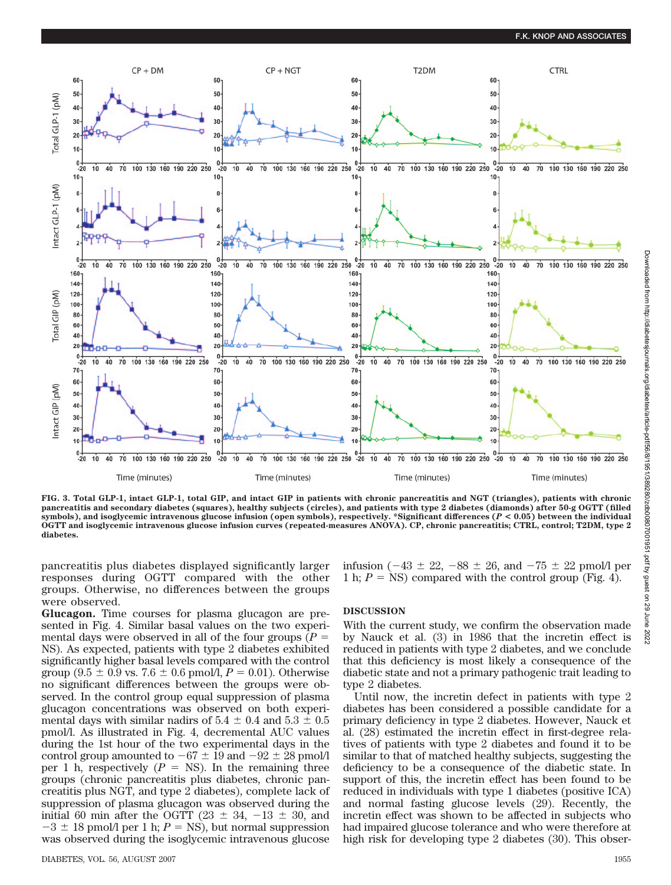FIG. 3. Total GLP-1, intact GLP-1, total GIP, and intact GIP in patients with chronic pancreatitis and NGT (triangles), patients with chronic pancreatitis and secondary diabetes (squares), healthy subjects (circles), and patients with type 2 diabetes (diamonds) after 50-g OGTT (filled symbols), and isoglycemic intravenous glucose infusion (open symbols), respectively. *Significant differences ($P < 0.05$) between the individual OGTT and isoglycemic intravenous glucose infusion curves (repeated-measures ANOVA). CP, chronic pancreatitis; CTRL, control; T2DM, type 2 diabetes.

pancreatitis plus diabetes displayed significantly larger responses during OGTT compared with the other groups. Otherwise, no differences between the groups were observed.

**Glucagon.** Time courses for plasma glucagon are presented in Fig. 4. Similar basal values on the two experimental days were observed in all of the four groups ($P$ = NS). As expected, patients with type 2 diabetes exhibited significantly higher basal levels compared with the control group (9.5 ± 0.9 vs. 7.6 ± 0.6 pmol/l, $P = 0.01$). Otherwise no significant differences between the groups were observed. In the control group equal suppression of plasma glucagon concentrations was observed on both experimental days with similar nadirs of 5.4 ± 0.4 and 5.3 ± 0.5 pmol/l. As illustrated in Fig. 4, decremental AUC values during the 1st hour of the two experimental days in the control group amounted to −67 ± 19 and −92 ± 28 pmol/l per 1 h, respectively ($P$ = NS). In the remaining three groups (chronic pancreatitis plus diabetes, chronic pancreatitis plus NGT, and type 2 diabetes), complete lack of suppression of plasma glucagon was observed during the initial 60 min after the OGTT (23 ± 34, −13 ± 30, and −3 ± 18 pmol/l per 1 h; $P$ = NS), but normal suppression was observed during the isoglycemic intravenous glucose infusion (−43 ± 22, −88 ± 26, and −75 ± 22 pmol/l per 1 h; $P$ = NS) compared with the control group (Fig. 4).

## DISCUSSION

With the current study, we confirm the observation made by Nauck et al. (3) in 1986 that the incretin effect is reduced in patients with type 2 diabetes, and we conclude that this deficiency is most likely a consequence of the diabetic state and not a primary pathogenic trait leading to type 2 diabetes.

Until now, the incretin defect in patients with type 2 diabetes has been considered a possible candidate for a primary deficiency in type 2 diabetes. However, Nauck et al. (28) estimated the incretin effect in first-degree relatives of patients with type 2 diabetes and found it to be similar to that of matched healthy subjects, suggesting the deficiency to be a consequence of the diabetic state. In support of this, the incretin effect has been found to be reduced in individuals with type 1 diabetes (positive ICA) and normal fasting glucose levels (29). Recently, the incretin effect was shown to be affected in subjects who had impaired glucose tolerance and who were therefore at high risk for developing type 2 diabetes (30). This obser-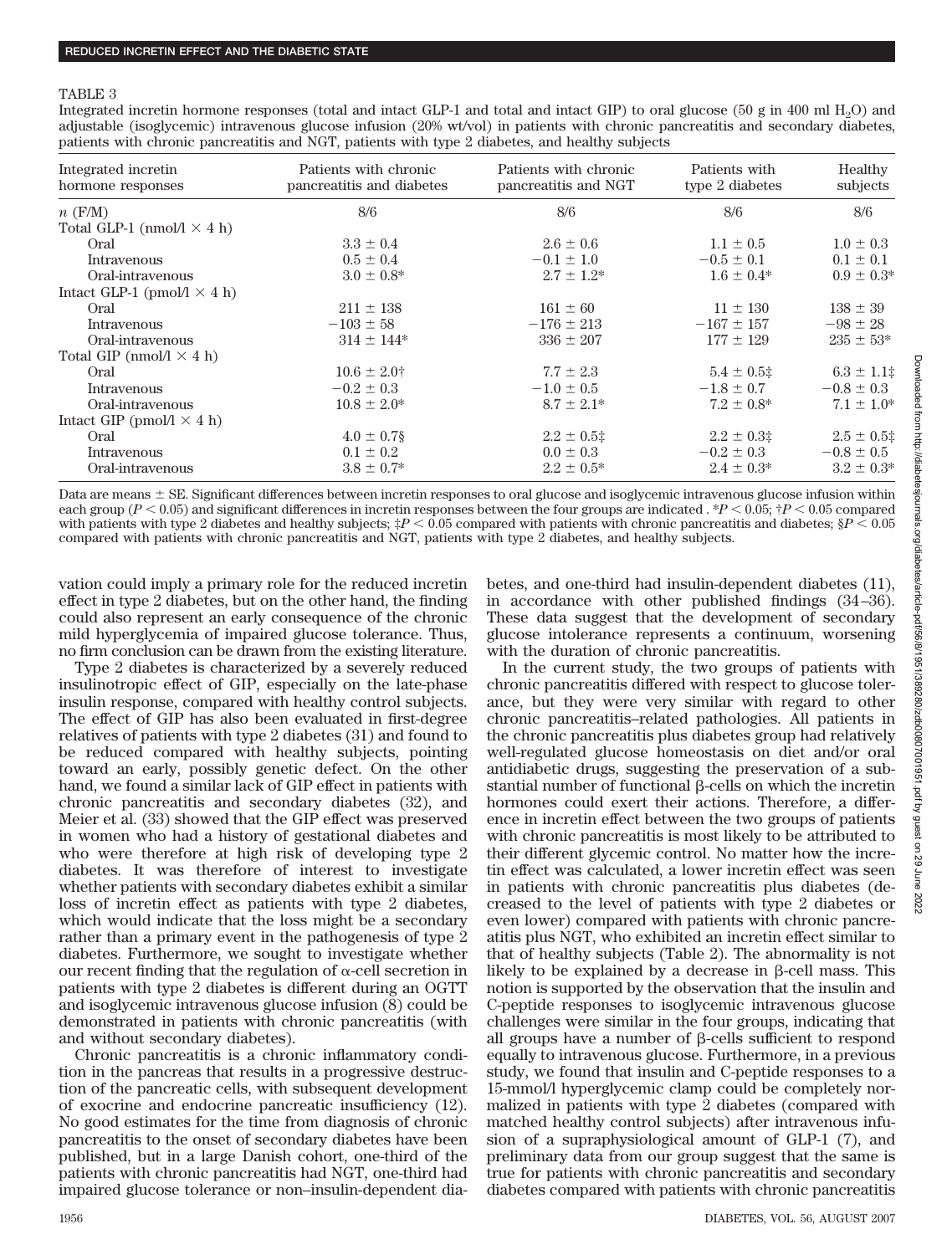TABLE 3

Integrated incretin hormone responses (total and intact GLP-1 and total and intact GIP) to oral glucose (50 g in 400 ml $H_2O$) and adjustable (isoglycemic) intravenous glucose infusion (20% wt/vol) in patients with chronic pancreatitis and secondary diabetes, patients with chronic pancreatitis and NGT, patients with type 2 diabetes, and healthy subjects

| Integrated incretin hormone responses | Patients with chronic pancreatitis and diabetes | Patients with chronic pancreatitis and NGT | Patients with type 2 diabetes | Healthy subjects |
|---|---|---|---|---|
| *n* (F/M) | 8/6 | 8/6 | 8/6 | 8/6 |
| Total GLP-1 (nmol/l × 4 h) | | | | |
| Oral | 3.3 ± 0.4 | 2.6 ± 0.6 | 1.1 ± 0.5 | 1.0 ± 0.3 |
| Intravenous | 0.5 ± 0.4 | −0.1 ± 1.0 | −0.5 ± 0.1 | 0.1 ± 0.1 |
| Oral-intravenous | 3.0 ± 0.8* | 2.7 ± 1.2* | 1.6 ± 0.4* | 0.9 ± 0.3* |
| Intact GLP-1 (pmol/l × 4 h) | | | | |
| Oral | 211 ± 138 | 161 ± 60 | 11 ± 130 | 138 ± 39 |
| Intravenous | −103 ± 58 | −176 ± 213 | −167 ± 157 | −98 ± 28 |
| Oral-intravenous | 314 ± 144* | 336 ± 207 | 177 ± 129 | 235 ± 53* |
| Total GIP (nmol/l × 4 h) | | | | |
| Oral | 10.6 ± 2.0† | 7.7 ± 2.3 | 5.4 ± 0.5‡ | 6.3 ± 1.1‡ |
| Intravenous | −0.2 ± 0.3 | −1.0 ± 0.5 | −1.8 ± 0.7 | −0.8 ± 0.3 |
| Oral-intravenous | 10.8 ± 2.0* | 8.7 ± 2.1* | 7.2 ± 0.8* | 7.1 ± 1.0* |
| Intact GIP (pmol/l × 4 h) | | | | |
| Oral | 4.0 ± 0.7§ | 2.2 ± 0.5‡ | 2.2 ± 0.3‡ | 2.5 ± 0.5‡ |
| Intravenous | 0.1 ± 0.2 | 0.0 ± 0.3 | −0.2 ± 0.3 | −0.8 ± 0.5 |
| Oral-intravenous | 3.8 ± 0.7* | 2.2 ± 0.5* | 2.4 ± 0.3* | 3.2 ± 0.3* |

Data are means ± SE. Significant differences between incretin responses to oral glucose and isoglycemic intravenous glucose infusion within each group ($P < 0.05$) and significant differences in incretin responses between the four groups are indicated . *$P < 0.05$; †$P < 0.05$ compared with patients with type 2 diabetes and healthy subjects; ‡$P < 0.05$ compared with patients with chronic pancreatitis and diabetes; §$P < 0.05$ compared with patients with chronic pancreatitis and NGT, patients with type 2 diabetes, and healthy subjects.

vation could imply a primary role for the reduced incretin effect in type 2 diabetes, but on the other hand, the finding could also represent an early consequence of the chronic mild hyperglycemia of impaired glucose tolerance. Thus, no firm conclusion can be drawn from the existing literature.

Type 2 diabetes is characterized by a severely reduced insulinotropic effect of GIP, especially on the late-phase insulin response, compared with healthy control subjects. The effect of GIP has also been evaluated in first-degree relatives of patients with type 2 diabetes (31) and found to be reduced compared with healthy subjects, pointing toward an early, possibly genetic defect. On the other hand, we found a similar lack of GIP effect in patients with chronic pancreatitis and secondary diabetes (32), and Meier et al. (33) showed that the GIP effect was preserved in women who had a history of gestational diabetes and who were therefore at high risk of developing type 2 diabetes. It was therefore of interest to investigate whether patients with secondary diabetes exhibit a similar loss of incretin effect as patients with type 2 diabetes, which would indicate that the loss might be a secondary rather than a primary event in the pathogenesis of type 2 diabetes. Furthermore, we sought to investigate whether our recent finding that the regulation of α-cell secretion in patients with type 2 diabetes is different during an OGTT and isoglycemic intravenous glucose infusion (8) could be demonstrated in patients with chronic pancreatitis (with and without secondary diabetes).

Chronic pancreatitis is a chronic inflammatory condition in the pancreas that results in a progressive destruction of the pancreatic cells, with subsequent development of exocrine and endocrine pancreatic insufficiency (12). No good estimates for the time from diagnosis of chronic pancreatitis to the onset of secondary diabetes have been published, but in a large Danish cohort, one-third of the patients with chronic pancreatitis had NGT, one-third had impaired glucose tolerance or non–insulin-dependent diabetes, and one-third had insulin-dependent diabetes (11), in accordance with other published findings (34–36). These data suggest that the development of secondary glucose intolerance represents a continuum, worsening with the duration of chronic pancreatitis.

In the current study, the two groups of patients with chronic pancreatitis differed with respect to glucose tolerance, but they were very similar with regard to other chronic pancreatitis–related pathologies. All patients in the chronic pancreatitis plus diabetes group had relatively well-regulated glucose homeostasis on diet and/or oral antidiabetic drugs, suggesting the preservation of a substantial number of functional β-cells on which the incretin hormones could exert their actions. Therefore, a difference in incretin effect between the two groups of patients with chronic pancreatitis is most likely to be attributed to their different glycemic control. No matter how the incretin effect was calculated, a lower incretin effect was seen in patients with chronic pancreatitis plus diabetes (decreased to the level of patients with type 2 diabetes or even lower) compared with patients with chronic pancreatitis plus NGT, who exhibited an incretin effect similar to that of healthy subjects (Table 2). The abnormality is not likely to be explained by a decrease in β-cell mass. This notion is supported by the observation that the insulin and C-peptide responses to isoglycemic intravenous glucose challenges were similar in the four groups, indicating that all groups have a number of β-cells sufficient to respond equally to intravenous glucose. Furthermore, in a previous study, we found that insulin and C-peptide responses to a 15-mmol/l hyperglycemic clamp could be completely normalized in patients with type 2 diabetes (compared with matched healthy control subjects) after intravenous infusion of a supraphysiological amount of GLP-1 (7), and preliminary data from our group suggest that the same is true for patients with chronic pancreatitis and secondary diabetes compared with patients with chronic pancreatitis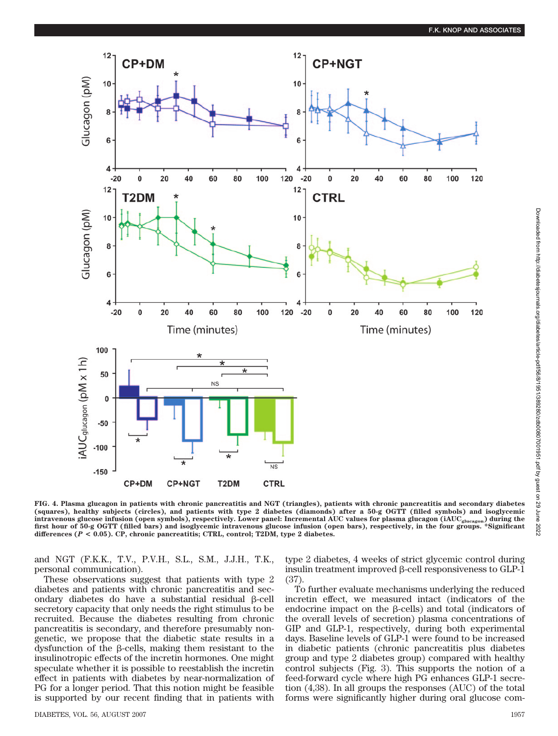FIG. 4. Plasma glucagon in patients with chronic pancreatitis and NGT (triangles), patients with chronic pancreatitis and secondary diabetes (squares), healthy subjects (circles), and patients with type 2 diabetes (diamonds) after a 50-g OGTT (filled symbols) and isoglycemic intravenous glucose infusion (open symbols), respectively. Lower panel: Incremental AUC values for plasma glucagon ($iAUC_{glucagon}$) during the first hour of 50-g OGTT (filled bars) and isoglycemic intravenous glucose infusion (open bars), respectively, in the four groups. *Significant differences ($P < 0.05$). CP, chronic pancreatitis; CTRL, control; T2DM, type 2 diabetes.

and NGT (F.K.K., T.V., P.V.H., S.L., S.M., J.J.H., T.K., personal communication).

These observations suggest that patients with type 2 diabetes and patients with chronic pancreatitis and secondary diabetes do have a substantial residual β-cell secretory capacity that only needs the right stimulus to be recruited. Because the diabetes resulting from chronic pancreatitis is secondary, and therefore presumably nongenetic, we propose that the diabetic state results in a dysfunction of the β-cells, making them resistant to the insulinotropic effects of the incretin hormones. One might speculate whether it is possible to reestablish the incretin effect in patients with diabetes by near-normalization of PG for a longer period. That this notion might be feasible is supported by our recent finding that in patients with type 2 diabetes, 4 weeks of strict glycemic control during insulin treatment improved β-cell responsiveness to GLP-1 (37).

To further evaluate mechanisms underlying the reduced incretin effect, we measured intact (indicators of the endocrine impact on the β-cells) and total (indicators of the overall levels of secretion) plasma concentrations of GIP and GLP-1, respectively, during both experimental days. Baseline levels of GLP-1 were found to be increased in diabetic patients (chronic pancreatitis plus diabetes group and type 2 diabetes group) compared with healthy control subjects (Fig. 3). This supports the notion of a feed-forward cycle where high PG enhances GLP-1 secretion (4,38). In all groups the responses (AUC) of the total forms were significantly higher during oral glucose com-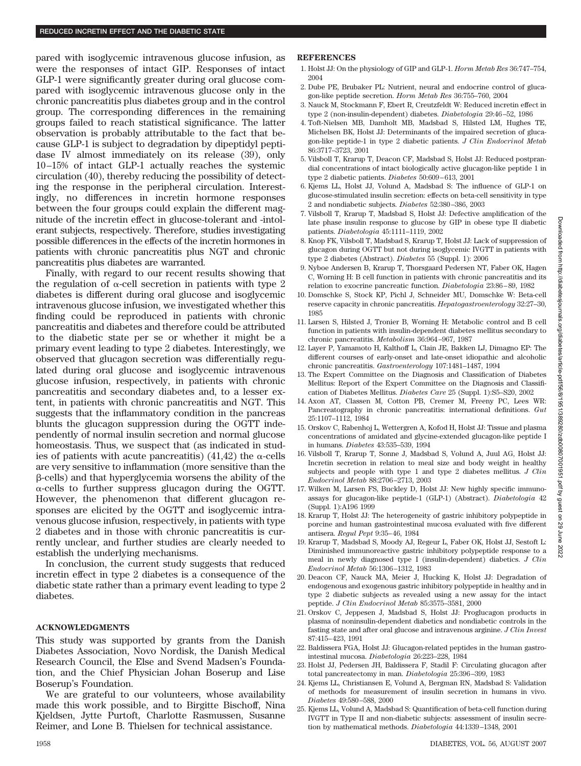pared with isoglycemic intravenous glucose infusion, as were the responses of intact GIP. Responses of intact GLP-1 were significantly greater during oral glucose compared with isoglycemic intravenous glucose only in the chronic pancreatitis plus diabetes group and in the control group. The corresponding differences in the remaining groups failed to reach statistical significance. The latter observation is probably attributable to the fact that because GLP-1 is subject to degradation by dipeptidyl peptidase IV almost immediately on its release (39), only 10–15% of intact GLP-1 actually reaches the systemic circulation (40), thereby reducing the possibility of detecting the response in the peripheral circulation. Interestingly, no differences in incretin hormone responses between the four groups could explain the different magnitude of the incretin effect in glucose-tolerant and -intolerant subjects, respectively. Therefore, studies investigating possible differences in the effects of the incretin hormones in patients with chronic pancreatitis plus NGT and chronic pancreatitis plus diabetes are warranted.

Finally, with regard to our recent results showing that the regulation of α-cell secretion in patients with type 2 diabetes is different during oral glucose and isoglycemic intravenous glucose infusion, we investigated whether this finding could be reproduced in patients with chronic pancreatitis and diabetes and therefore could be attributed to the diabetic state per se or whether it might be a primary event leading to type 2 diabetes. Interestingly, we observed that glucagon secretion was differentially regulated during oral glucose and isoglycemic intravenous glucose infusion, respectively, in patients with chronic pancreatitis and secondary diabetes and, to a lesser extent, in patients with chronic pancreatitis and NGT. This suggests that the inflammatory condition in the pancreas blunts the glucagon suppression during the OGTT independently of normal insulin secretion and normal glucose homeostasis. Thus, we suspect that (as indicated in studies of patients with acute pancreatitis) (41,42) the α-cells are very sensitive to inflammation (more sensitive than the β-cells) and that hyperglycemia worsens the ability of the α-cells to further suppress glucagon during the OGTT. However, the phenomenon that different glucagon responses are elicited by the OGTT and isoglycemic intravenous glucose infusion, respectively, in patients with type 2 diabetes and in those with chronic pancreatitis is currently unclear, and further studies are clearly needed to establish the underlying mechanisms.

In conclusion, the current study suggests that reduced incretin effect in type 2 diabetes is a consequence of the diabetic state rather than a primary event leading to type 2 diabetes.

## ACKNOWLEDGMENTS

This study was supported by grants from the Danish Diabetes Association, Novo Nordisk, the Danish Medical Research Council, the Else and Svend Madsen's Foundation, and the Chief Physician Johan Boserup and Lise Boserup's Foundation.

We are grateful to our volunteers, whose availability made this work possible, and to Birgitte Bischoff, Nina Kjeldsen, Jytte Purtoft, Charlotte Rasmussen, Susanne Reimer, and Lone B. Thielsen for technical assistance.

## REFERENCES

1. Holst JJ: On the physiology of GIP and GLP-1. *Horm Metab Res* 36:747–754, 2004
2. Dube PE, Brubaker PL: Nutrient, neural and endocrine control of glucagon-like peptide secretion. *Horm Metab Res* 36:755–760, 2004
3. Nauck M, Stockmann F, Ebert R, Creutzfeldt W: Reduced incretin effect in type 2 (non-insulin-dependent) diabetes. *Diabetologia* 29:46–52, 1986
4. Toft-Nielsen MB, Damholt MB, Madsbad S, Hilsted LM, Hughes TE, Michelsen BK, Holst JJ: Determinants of the impaired secretion of glucagon-like peptide-1 in type 2 diabetic patients. *J Clin Endocrinol Metab* 86:3717–3723, 2001
5. Vilsbøll T, Krarup T, Deacon CF, Madsbad S, Holst JJ: Reduced postprandial concentrations of intact biologically active glucagon-like peptide 1 in type 2 diabetic patients. *Diabetes* 50:609–613, 2001
6. Kjems LL, Holst JJ, Volund A, Madsbad S: The influence of GLP-1 on glucose-stimulated insulin secretion: effects on beta-cell sensitivity in type 2 and nondiabetic subjects. *Diabetes* 52:380–386, 2003
7. Vilsbøll T, Krarup T, Madsbad S, Holst JJ: Defective amplification of the late phase insulin response to glucose by GIP in obese type II diabetic patients. *Diabetologia* 45:1111–1119, 2002
8. Knop FK, Vilsbøll T, Madsbad S, Krarup T, Holst JJ: Lack of suppression of glucagon during OGTT but not during isoglycemic IVGTT in patients with type 2 diabetes (Abstract). *Diabetes* 55 (Suppl. 1): 2006
9. Nyboe Andersen B, Krarup T, Thorsgaard Pedersen NT, Faber OK, Hagen C, Worning H: B cell function in patients with chronic pancreatitis and its relation to exocrine pancreatic function. *Diabetologia* 23:86–89, 1982
10. Domschke S, Stock KP, Pichl J, Schneider MU, Domschke W: Beta-cell reserve capacity in chronic pancreatitis. *Hepatogastroenterology* 32:27–30, 1985
11. Larsen S, Hilsted J, Tronier B, Worning H: Metabolic control and B cell function in patients with insulin-dependent diabetes mellitus secondary to chronic pancreatitis. *Metabolism* 36:964–967, 1987
12. Layer P, Yamamoto H, Kalthoff L, Clain JE, Bakken LJ, Dimagno EP: The different courses of early-onset and late-onset idiopathic and alcoholic chronic pancreatitis. *Gastroenterology* 107:1481–1487, 1994
13. The Expert Committee on the Diagnosis and Classification of Diabetes Mellitus: Report of the Expert Committee on the Diagnosis and Classification of Diabetes Mellitus. *Diabetes Care* 25 (Suppl. 1):S5–S20, 2002
14. Axon AT, Classen M, Cotton PB, Cremer M, Freeny PC, Lees WR: Pancreatography in chronic pancreatitis: international definitions. *Gut* 25:1107–1112, 1984
15. Orskov C, Rabenhoj L, Wettergren A, Kofod H, Holst JJ: Tissue and plasma concentrations of amidated and glycine-extended glucagon-like peptide I in humans. *Diabetes* 43:535–539, 1994
16. Vilsbøll T, Krarup T, Sonne J, Madsbad S, Volund A, Juul AG, Holst JJ: Incretin secretion in relation to meal size and body weight in healthy subjects and people with type 1 and type 2 diabetes mellitus. *J Clin Endocrinol Metab* 88:2706–2713, 2003
17. Wilken M, Larsen FS, Buckley D, Holst JJ: New highly specific immunoassays for glucagon-like peptide-1 (GLP-1) (Abstract). *Diabetologia* 42 (Suppl. 1):A196 1999
18. Krarup T, Holst JJ: The heterogeneity of gastric inhibitory polypeptide in porcine and human gastrointestinal mucosa evaluated with five different antisera. *Regul Pept* 9:35–46, 1984
19. Krarup T, Madsbad S, Moody AJ, Regeur L, Faber OK, Holst JJ, Sestoft L: Diminished immunoreactive gastric inhibitory polypeptide response to a meal in newly diagnosed type I (insulin-dependent) diabetics. *J Clin Endocrinol Metab* 56:1306–1312, 1983
20. Deacon CF, Nauck MA, Meier J, Hucking K, Holst JJ: Degradation of endogenous and exogenous gastric inhibitory polypeptide in healthy and in type 2 diabetic subjects as revealed using a new assay for the intact peptide. *J Clin Endocrinol Metab* 85:3575–3581, 2000
21. Orskov C, Jeppesen J, Madsbad S, Holst JJ: Proglucagon products in plasma of noninsulin-dependent diabetics and nondiabetic controls in the fasting state and after oral glucose and intravenous arginine. *J Clin Invest* 87:415–423, 1991
22. Baldissera FGA, Holst JJ: Glucagon-related peptides in the human gastrointestinal mucosa. *Diabetologia* 26:223–228, 1984
23. Holst JJ, Pedersen JH, Baldissera F, Stadil F: Circulating glucagon after total pancreatectomy in man. *Diabetologia* 25:396–399, 1983
24. Kjems LL, Christiansen E, Volund A, Bergman RN, Madsbad S: Validation of methods for measurement of insulin secretion in humans in vivo. *Diabetes* 49:580–588, 2000
25. Kjems LL, Volund A, Madsbad S: Quantification of beta-cell function during IVGTT in Type II and non-diabetic subjects: assessment of insulin secretion by mathematical methods. *Diabetologia* 44:1339–1348, 2001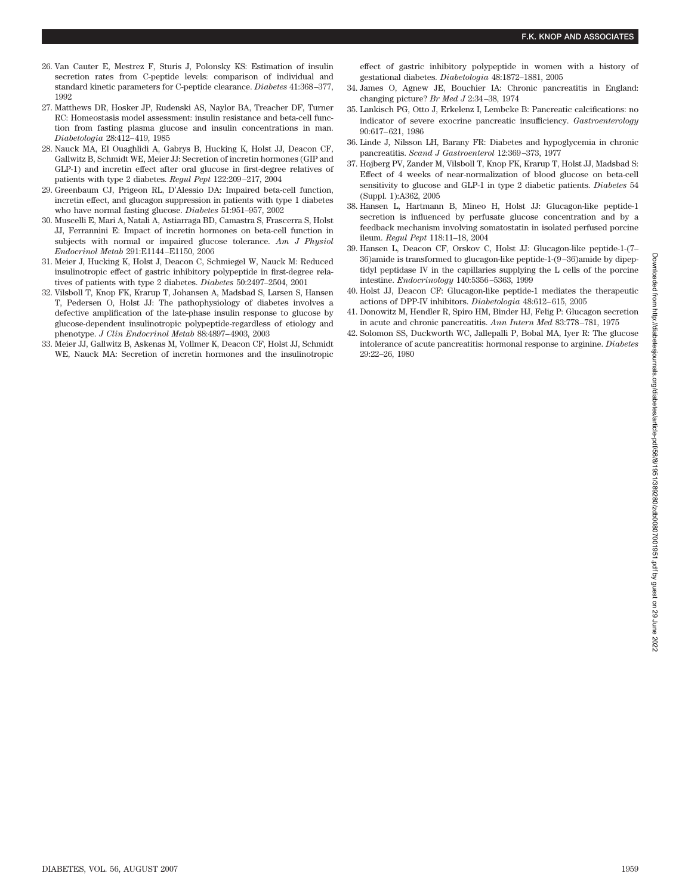26. Van Cauter E, Mestrez F, Sturis J, Polonsky KS: Estimation of insulin secretion rates from C-peptide levels: comparison of individual and standard kinetic parameters for C-peptide clearance. *Diabetes* 41:368–377, 1992
27. Matthews DR, Hosker JP, Rudenski AS, Naylor BA, Treacher DF, Turner RC: Homeostasis model assessment: insulin resistance and beta-cell function from fasting plasma glucose and insulin concentrations in man. *Diabetologia* 28:412–419, 1985
28. Nauck MA, El Ouaghlidi A, Gabrys B, Hucking K, Holst JJ, Deacon CF, Gallwitz B, Schmidt WE, Meier JJ: Secretion of incretin hormones (GIP and GLP-1) and incretin effect after oral glucose in first-degree relatives of patients with type 2 diabetes. *Regul Pept* 122:209–217, 2004
29. Greenbaum CJ, Prigeon RL, D'Alessio DA: Impaired beta-cell function, incretin effect, and glucagon suppression in patients with type 1 diabetes who have normal fasting glucose. *Diabetes* 51:951–957, 2002
30. Muscelli E, Mari A, Natali A, Astiarraga BD, Camastra S, Frascerra S, Holst JJ, Ferrannini E: Impact of incretin hormones on beta-cell function in subjects with normal or impaired glucose tolerance. *Am J Physiol Endocrinol Metab* 291:E1144–E1150, 2006
31. Meier J, Hucking K, Holst J, Deacon C, Schmiegel W, Nauck M: Reduced insulinotropic effect of gastric inhibitory polypeptide in first-degree relatives of patients with type 2 diabetes. *Diabetes* 50:2497–2504, 2001
32. Vilsboll T, Knop FK, Krarup T, Johansen A, Madsbad S, Larsen S, Hansen T, Pedersen O, Holst JJ: The pathophysiology of diabetes involves a defective amplification of the late-phase insulin response to glucose by glucose-dependent insulinotropic polypeptide-regardless of etiology and phenotype. *J Clin Endocrinol Metab* 88:4897–4903, 2003
33. Meier JJ, Gallwitz B, Askenas M, Vollmer K, Deacon CF, Holst JJ, Schmidt WE, Nauck MA: Secretion of incretin hormones and the insulinotropic effect of gastric inhibitory polypeptide in women with a history of gestational diabetes. *Diabetologia* 48:1872–1881, 2005
34. James O, Agnew JE, Bouchier IA: Chronic pancreatitis in England: changing picture? *Br Med J* 2:34–38, 1974
35. Lankisch PG, Otto J, Erkelenz I, Lembcke B: Pancreatic calcifications: no indicator of severe exocrine pancreatic insufficiency. *Gastroenterology* 90:617–621, 1986
36. Linde J, Nilsson LH, Barany FR: Diabetes and hypoglycemia in chronic pancreatitis. *Scand J Gastroenterol* 12:369–373, 1977
37. Hojberg PV, Zander M, Vilsboll T, Knop FK, Krarup T, Holst JJ, Madsbad S: Effect of 4 weeks of near-normalization of blood glucose on beta-cell sensitivity to glucose and GLP-1 in type 2 diabetic patients. *Diabetes* 54 (Suppl. 1):A362, 2005
38. Hansen L, Hartmann B, Mineo H, Holst JJ: Glucagon-like peptide-1 secretion is influenced by perfusate glucose concentration and by a feedback mechanism involving somatostatin in isolated perfused porcine ileum. *Regul Pept* 118:11–18, 2004
39. Hansen L, Deacon CF, Orskov C, Holst JJ: Glucagon-like peptide-1-(7–36)amide is transformed to glucagon-like peptide-1-(9–36)amide by dipeptidyl peptidase IV in the capillaries supplying the L cells of the porcine intestine. *Endocrinology* 140:5356–5363, 1999
40. Holst JJ, Deacon CF: Glucagon-like peptide-1 mediates the therapeutic actions of DPP-IV inhibitors. *Diabetologia* 48:612–615, 2005
41. Donowitz M, Hendler R, Spiro HM, Binder HJ, Felig P: Glucagon secretion in acute and chronic pancreatitis. *Ann Intern Med* 83:778–781, 1975
42. Solomon SS, Duckworth WC, Jallepalli P, Bobal MA, Iyer R: The glucose intolerance of acute pancreatitis: hormonal response to arginine. *Diabetes* 29:22–26, 1980